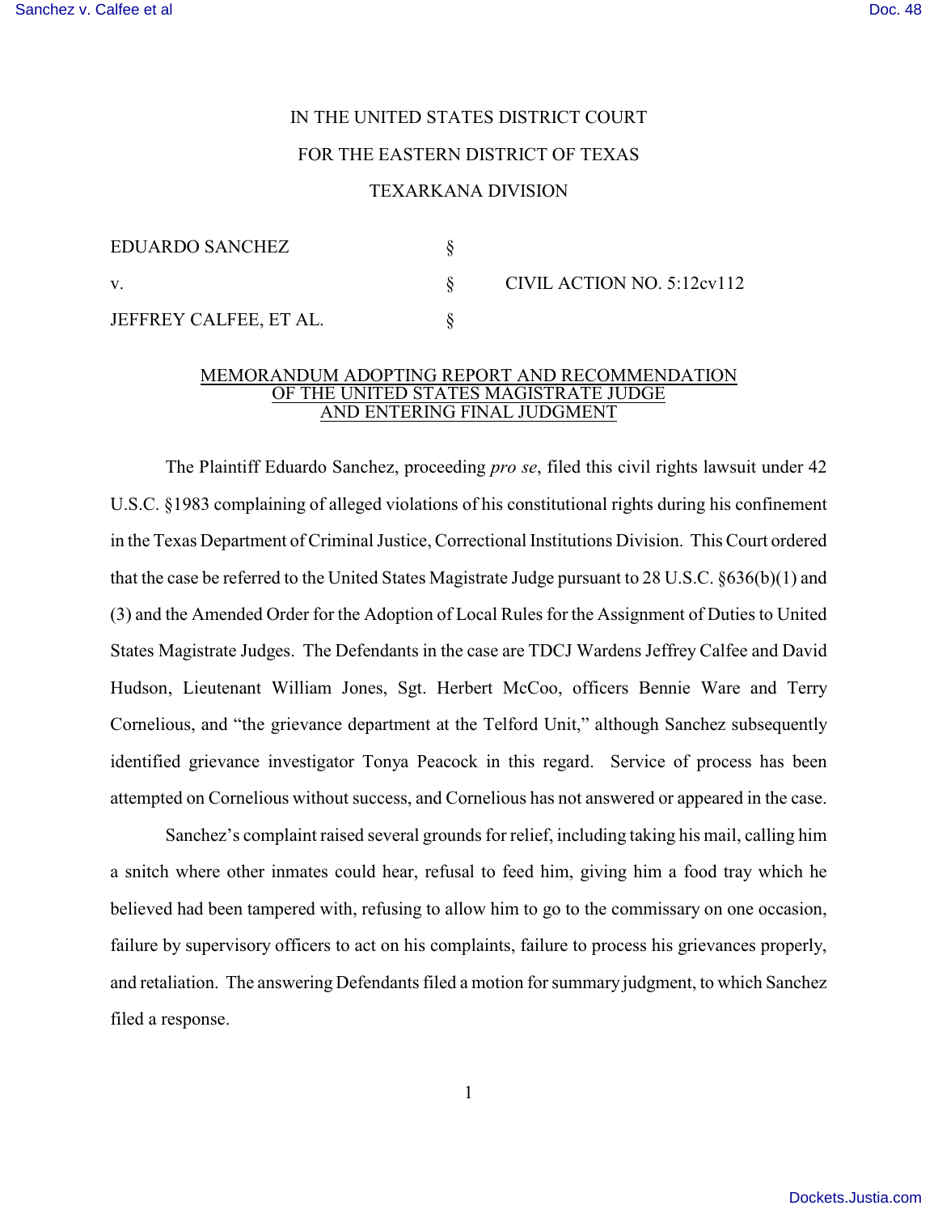IN THE UNITED STATES DISTRICT COURT

FOR THE EASTERN DISTRICT OF TEXAS

TEXARKANA DIVISION

| | | |
|---|---|---|
| EDUARDO SANCHEZ | § | |
| v. | § | CIVIL ACTION NO. 5:12cv112 |
| JEFFREY CALFEE, ET AL. | § | |

## MEMORANDUM ADOPTING REPORT AND RECOMMENDATION OF THE UNITED STATES MAGISTRATE JUDGE AND ENTERING FINAL JUDGMENT

The Plaintiff Eduardo Sanchez, proceeding *pro se*, filed this civil rights lawsuit under 42 U.S.C. §1983 complaining of alleged violations of his constitutional rights during his confinement in the Texas Department of Criminal Justice, Correctional Institutions Division. This Court ordered that the case be referred to the United States Magistrate Judge pursuant to 28 U.S.C. §636(b)(1) and (3) and the Amended Order for the Adoption of Local Rules for the Assignment of Duties to United States Magistrate Judges. The Defendants in the case are TDCJ Wardens Jeffrey Calfee and David Hudson, Lieutenant William Jones, Sgt. Herbert McCoo, officers Bennie Ware and Terry Cornelious, and "the grievance department at the Telford Unit," although Sanchez subsequently identified grievance investigator Tonya Peacock in this regard. Service of process has been attempted on Cornelious without success, and Cornelious has not answered or appeared in the case.

Sanchez's complaint raised several grounds for relief, including taking his mail, calling him a snitch where other inmates could hear, refusal to feed him, giving him a food tray which he believed had been tampered with, refusing to allow him to go to the commissary on one occasion, failure by supervisory officers to act on his complaints, failure to process his grievances properly, and retaliation. The answering Defendants filed a motion for summary judgment, to which Sanchez filed a response.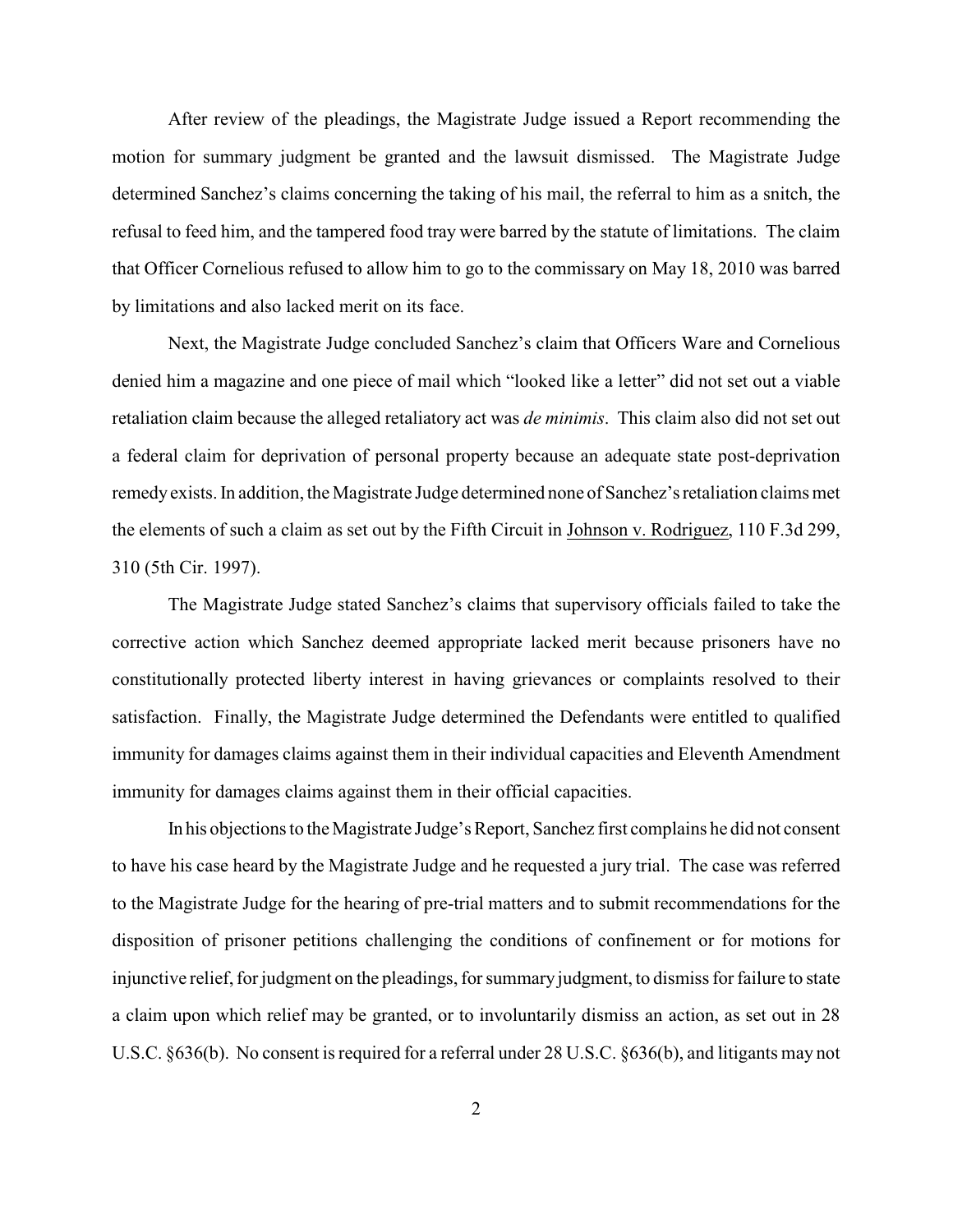After review of the pleadings, the Magistrate Judge issued a Report recommending the motion for summary judgment be granted and the lawsuit dismissed. The Magistrate Judge determined Sanchez's claims concerning the taking of his mail, the referral to him as a snitch, the refusal to feed him, and the tampered food tray were barred by the statute of limitations. The claim that Officer Cornelious refused to allow him to go to the commissary on May 18, 2010 was barred by limitations and also lacked merit on its face.

Next, the Magistrate Judge concluded Sanchez's claim that Officers Ware and Cornelious denied him a magazine and one piece of mail which "looked like a letter" did not set out a viable retaliation claim because the alleged retaliatory act was *de minimis*. This claim also did not set out a federal claim for deprivation of personal property because an adequate state post-deprivation remedy exists. In addition, the Magistrate Judge determined none of Sanchez's retaliation claims met the elements of such a claim as set out by the Fifth Circuit in Johnson v. Rodriguez, 110 F.3d 299, 310 (5th Cir. 1997).

The Magistrate Judge stated Sanchez's claims that supervisory officials failed to take the corrective action which Sanchez deemed appropriate lacked merit because prisoners have no constitutionally protected liberty interest in having grievances or complaints resolved to their satisfaction. Finally, the Magistrate Judge determined the Defendants were entitled to qualified immunity for damages claims against them in their individual capacities and Eleventh Amendment immunity for damages claims against them in their official capacities.

In his objections to the Magistrate Judge's Report, Sanchez first complains he did not consent to have his case heard by the Magistrate Judge and he requested a jury trial. The case was referred to the Magistrate Judge for the hearing of pre-trial matters and to submit recommendations for the disposition of prisoner petitions challenging the conditions of confinement or for motions for injunctive relief, for judgment on the pleadings, for summary judgment, to dismiss for failure to state a claim upon which relief may be granted, or to involuntarily dismiss an action, as set out in 28 U.S.C. §636(b). No consent is required for a referral under 28 U.S.C. §636(b), and litigants may not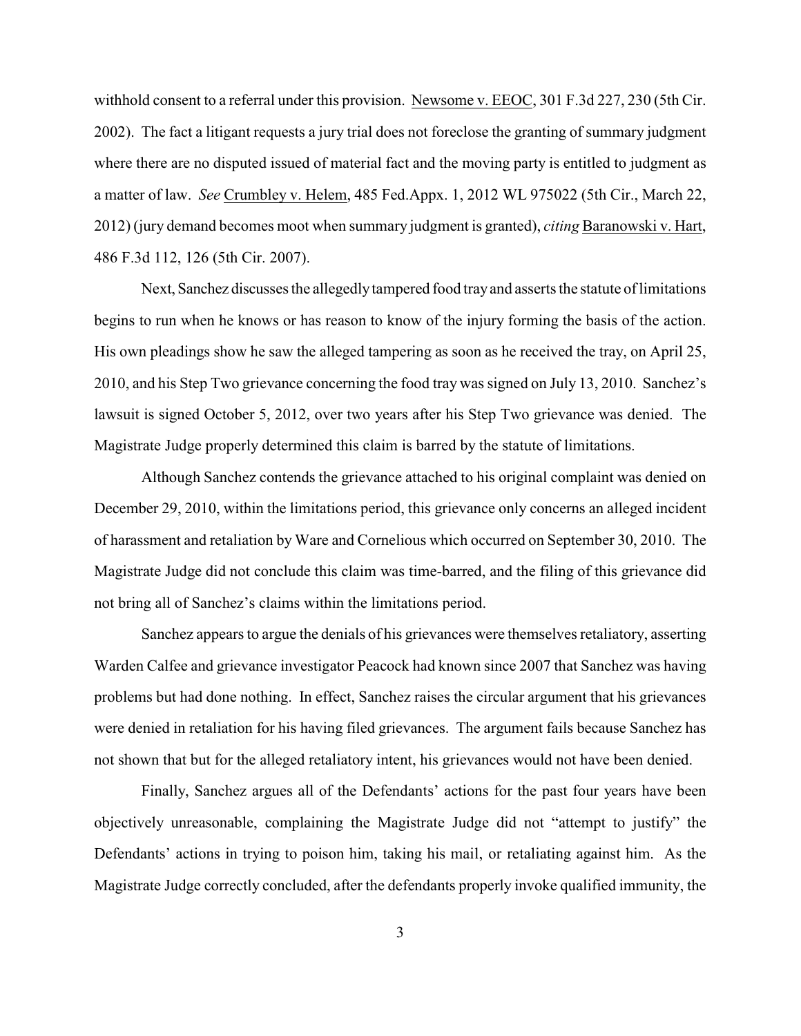withhold consent to a referral under this provision. Newsome v. EEOC, 301 F.3d 227, 230 (5th Cir. 2002). The fact a litigant requests a jury trial does not foreclose the granting of summary judgment where there are no disputed issued of material fact and the moving party is entitled to judgment as a matter of law. *See* Crumbley v. Helem, 485 Fed.Appx. 1, 2012 WL 975022 (5th Cir., March 22, 2012) (jury demand becomes moot when summary judgment is granted), *citing* Baranowski v. Hart, 486 F.3d 112, 126 (5th Cir. 2007).

Next, Sanchez discusses the allegedly tampered food tray and asserts the statute of limitations begins to run when he knows or has reason to know of the injury forming the basis of the action. His own pleadings show he saw the alleged tampering as soon as he received the tray, on April 25, 2010, and his Step Two grievance concerning the food tray was signed on July 13, 2010. Sanchez's lawsuit is signed October 5, 2012, over two years after his Step Two grievance was denied. The Magistrate Judge properly determined this claim is barred by the statute of limitations.

Although Sanchez contends the grievance attached to his original complaint was denied on December 29, 2010, within the limitations period, this grievance only concerns an alleged incident of harassment and retaliation by Ware and Cornelious which occurred on September 30, 2010. The Magistrate Judge did not conclude this claim was time-barred, and the filing of this grievance did not bring all of Sanchez's claims within the limitations period.

Sanchez appears to argue the denials of his grievances were themselves retaliatory, asserting Warden Calfee and grievance investigator Peacock had known since 2007 that Sanchez was having problems but had done nothing. In effect, Sanchez raises the circular argument that his grievances were denied in retaliation for his having filed grievances. The argument fails because Sanchez has not shown that but for the alleged retaliatory intent, his grievances would not have been denied.

Finally, Sanchez argues all of the Defendants' actions for the past four years have been objectively unreasonable, complaining the Magistrate Judge did not "attempt to justify" the Defendants' actions in trying to poison him, taking his mail, or retaliating against him. As the Magistrate Judge correctly concluded, after the defendants properly invoke qualified immunity, the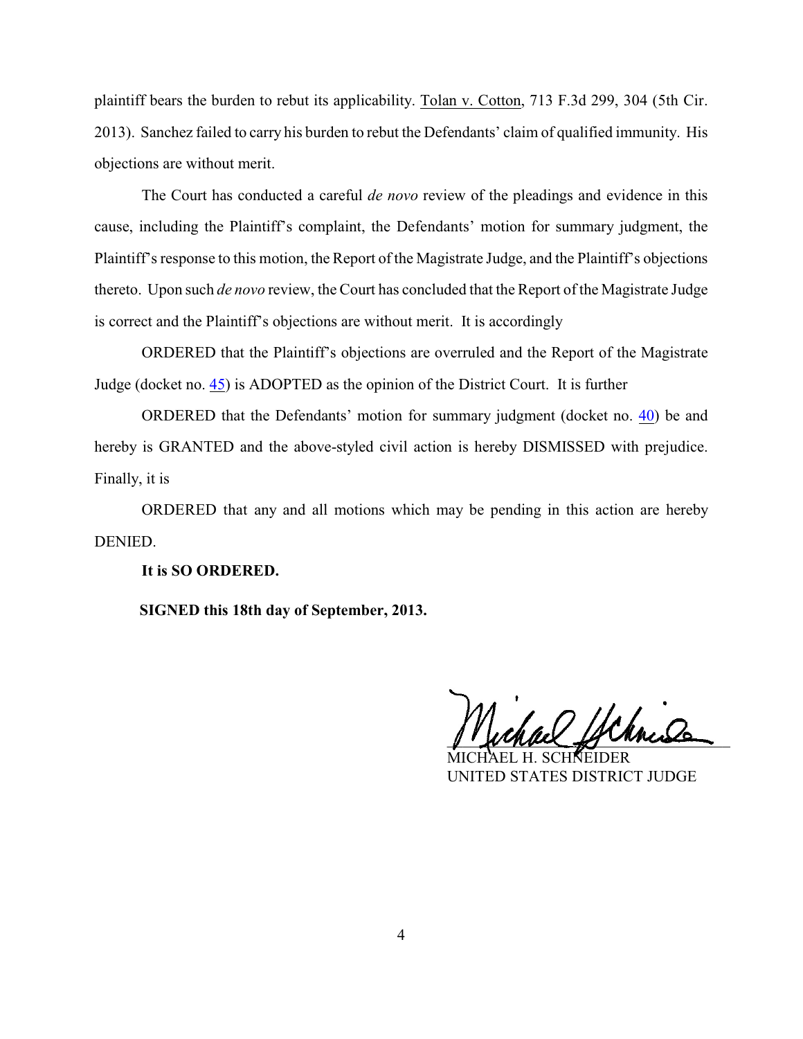plaintiff bears the burden to rebut its applicability. Tolan v. Cotton, 713 F.3d 299, 304 (5th Cir. 2013). Sanchez failed to carry his burden to rebut the Defendants' claim of qualified immunity. His objections are without merit.

The Court has conducted a careful *de novo* review of the pleadings and evidence in this cause, including the Plaintiff's complaint, the Defendants' motion for summary judgment, the Plaintiff's response to this motion, the Report of the Magistrate Judge, and the Plaintiff's objections thereto. Upon such *de novo* review, the Court has concluded that the Report of the Magistrate Judge is correct and the Plaintiff's objections are without merit. It is accordingly

ORDERED that the Plaintiff's objections are overruled and the Report of the Magistrate Judge (docket no. 45) is ADOPTED as the opinion of the District Court. It is further

ORDERED that the Defendants' motion for summary judgment (docket no. 40) be and hereby is GRANTED and the above-styled civil action is hereby DISMISSED with prejudice. Finally, it is

ORDERED that any and all motions which may be pending in this action are hereby DENIED.

**It is SO ORDERED.**

**SIGNED this 18th day of September, 2013.**

MICHAEL H. SCHNEIDER
UNITED STATES DISTRICT JUDGE